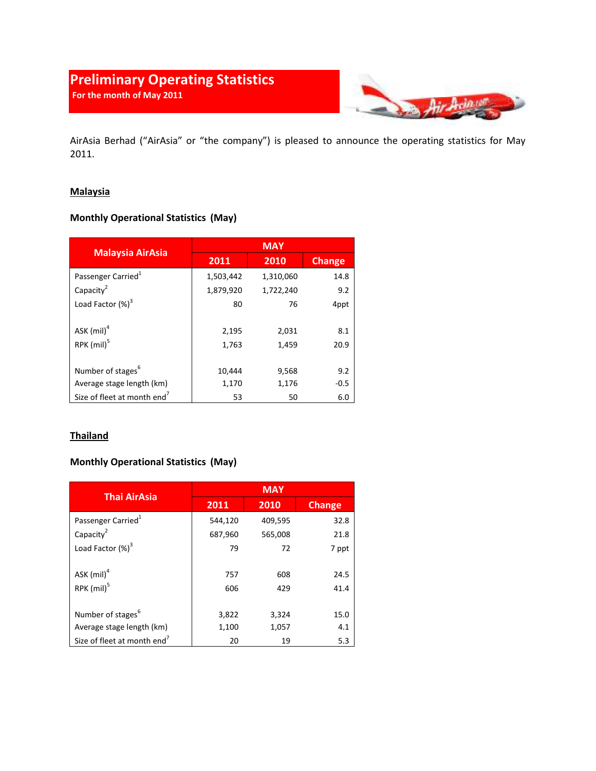# Preliminary Operating Statistics

**For the month of May 2011**

AirAsia Berhad ("AirAsia" or "the company") is pleased to announce the operating statistics for May 2011.

## Malaysia

### Monthly Operational Statistics (May)

| Malaysia AirAsia | MAY | | |
|---|---|---|---|
| | 2011 | 2010 | Change |
| Passenger Carried[1] | 1,503,442 | 1,310,060 | 14.8 |
| Capacity[2] | 1,879,920 | 1,722,240 | 9.2 |
| Load Factor (%)[3] | 80 | 76 | 4ppt |
| | | | |
| ASK (mil)[4] | 2,195 | 2,031 | 8.1 |
| RPK (mil)[5] | 1,763 | 1,459 | 20.9 |
| | | | |
| Number of stages[6] | 10,444 | 9,568 | 9.2 |
| Average stage length (km) | 1,170 | 1,176 | -0.5 |
| Size of fleet at month end[7] | 53 | 50 | 6.0 |

## Thailand

### Monthly Operational Statistics (May)

| Thai AirAsia | MAY | | |
|---|---|---|---|
| | 2011 | 2010 | Change |
| Passenger Carried[1] | 544,120 | 409,595 | 32.8 |
| Capacity[2] | 687,960 | 565,008 | 21.8 |
| Load Factor (%)[3] | 79 | 72 | 7 ppt |
| | | | |
| ASK (mil)[4] | 757 | 608 | 24.5 |
| RPK (mil)[5] | 606 | 429 | 41.4 |
| | | | |
| Number of stages[6] | 3,822 | 3,324 | 15.0 |
| Average stage length (km) | 1,100 | 1,057 | 4.1 |
| Size of fleet at month end[7] | 20 | 19 | 5.3 |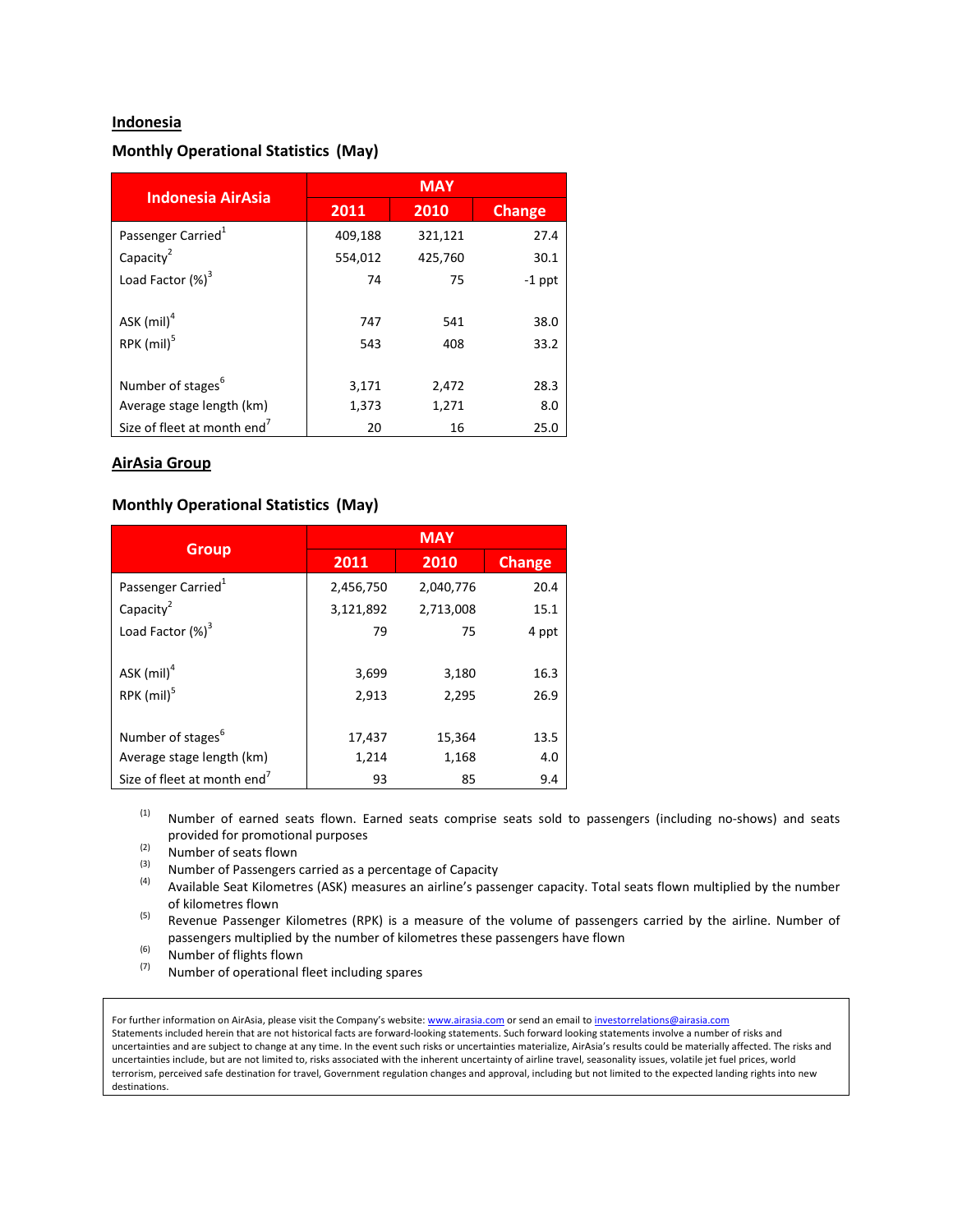## Indonesia

### Monthly Operational Statistics (May)

| Indonesia AirAsia | MAY | | |
|---|---|---|---|
| | 2011 | 2010 | Change |
| Passenger Carried[1] | 409,188 | 321,121 | 27.4 |
| Capacity[2] | 554,012 | 425,760 | 30.1 |
| Load Factor (%)[3] | 74 | 75 | -1 ppt |
| ASK (mil)[4] | 747 | 541 | 38.0 |
| RPK (mil)[5] | 543 | 408 | 33.2 |
| Number of stages[6] | 3,171 | 2,472 | 28.3 |
| Average stage length (km) | 1,373 | 1,271 | 8.0 |
| Size of fleet at month end[7] | 20 | 16 | 25.0 |

## AirAsia Group

### Monthly Operational Statistics (May)

| Group | MAY | | |
|---|---|---|---|
| | 2011 | 2010 | Change |
| Passenger Carried[1] | 2,456,750 | 2,040,776 | 20.4 |
| Capacity[2] | 3,121,892 | 2,713,008 | 15.1 |
| Load Factor (%)[3] | 79 | 75 | 4 ppt |
| ASK (mil)[4] | 3,699 | 3,180 | 16.3 |
| RPK (mil)[5] | 2,913 | 2,295 | 26.9 |
| Number of stages[6] | 17,437 | 15,364 | 13.5 |
| Average stage length (km) | 1,214 | 1,168 | 4.0 |
| Size of fleet at month end[7] | 93 | 85 | 9.4 |

(1) Number of earned seats flown. Earned seats comprise seats sold to passengers (including no-shows) and seats provided for promotional purposes

(2) Number of seats flown

(3) Number of Passengers carried as a percentage of Capacity

(4) Available Seat Kilometres (ASK) measures an airline's passenger capacity. Total seats flown multiplied by the number of kilometres flown

(5) Revenue Passenger Kilometres (RPK) is a measure of the volume of passengers carried by the airline. Number of passengers multiplied by the number of kilometres these passengers have flown

(6) Number of flights flown

(7) Number of operational fleet including spares

For further information on AirAsia, please visit the Company's website: www.airasia.com or send an email to investorrelations@airasia.com
Statements included herein that are not historical facts are forward-looking statements. Such forward looking statements involve a number of risks and uncertainties and are subject to change at any time. In the event such risks or uncertainties materialize, AirAsia's results could be materially affected. The risks and uncertainties include, but are not limited to, risks associated with the inherent uncertainty of airline travel, seasonality issues, volatile jet fuel prices, world terrorism, perceived safe destination for travel, Government regulation changes and approval, including but not limited to the expected landing rights into new destinations.